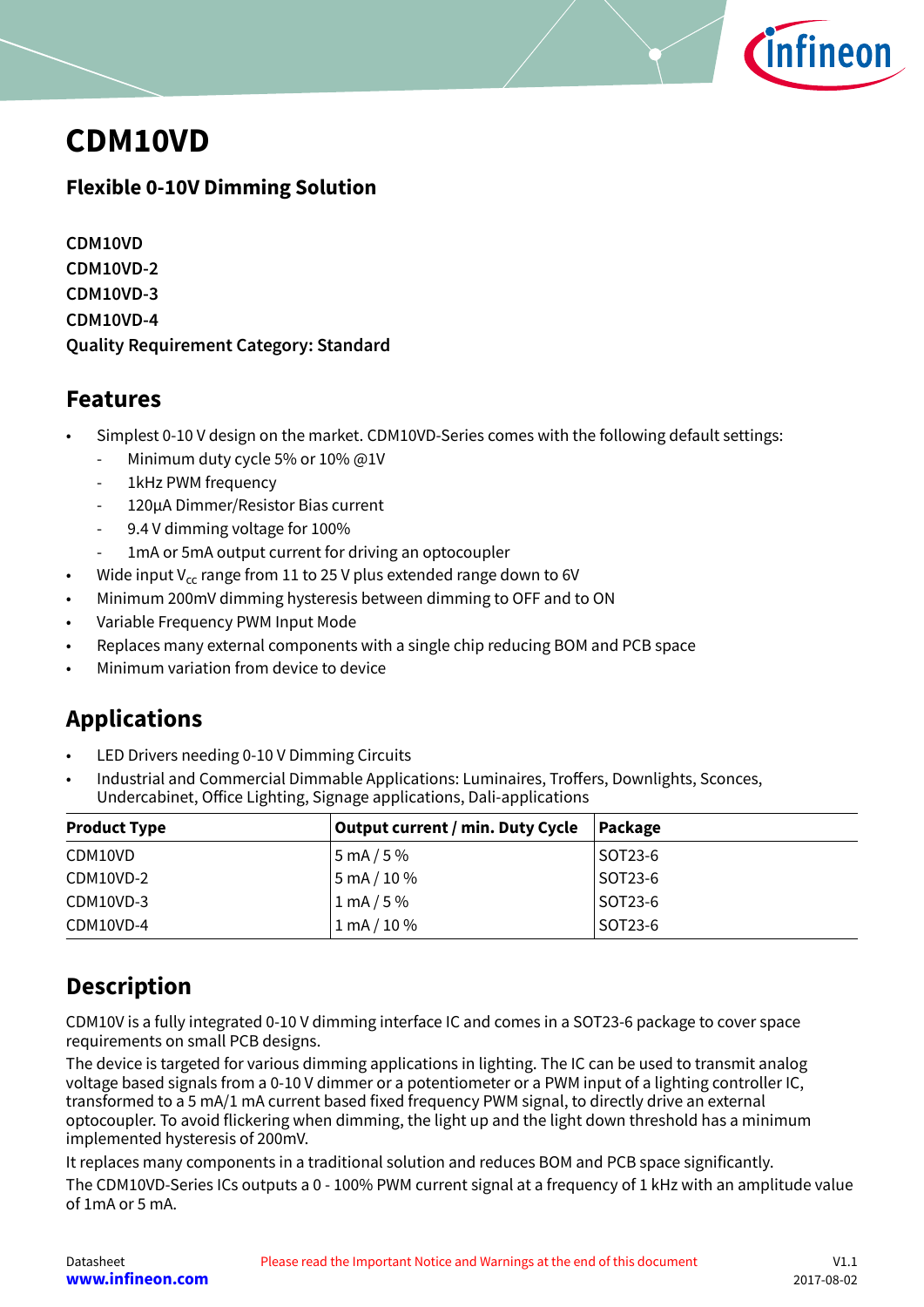# CDM10VD

## Flexible 0-10V Dimming Solution

**CDM10VD**
**CDM10VD-2**
**CDM10VD-3**
**CDM10VD-4**
**Quality Requirement Category: Standard**

## Features

- Simplest 0-10 V design on the market. CDM10VD-Series comes with the following default settings:
  - Minimum duty cycle 5% or 10% @1V
  - 1kHz PWM frequency
  - 120µA Dimmer/Resistor Bias current
  - 9.4 V dimming voltage for 100%
  - 1mA or 5mA output current for driving an optocoupler
- Wide input $V_{cc}$ range from 11 to 25 V plus extended range down to 6V
- Minimum 200mV dimming hysteresis between dimming to OFF and to ON
- Variable Frequency PWM Input Mode
- Replaces many external components with a single chip reducing BOM and PCB space
- Minimum variation from device to device

## Applications

- LED Drivers needing 0-10 V Dimming Circuits
- Industrial and Commercial Dimmable Applications: Luminaires, Troffers, Downlights, Sconces, Undercabinet, Office Lighting, Signage applications, Dali-applications

| Product Type | Output current / min. Duty Cycle | Package |
|---|---|---|
| CDM10VD | 5 mA / 5 % | SOT23-6 |
| CDM10VD-2 | 5 mA / 10 % | SOT23-6 |
| CDM10VD-3 | 1 mA / 5 % | SOT23-6 |
| CDM10VD-4 | 1 mA / 10 % | SOT23-6 |

## Description

CDM10V is a fully integrated 0-10 V dimming interface IC and comes in a SOT23-6 package to cover space requirements on small PCB designs.

The device is targeted for various dimming applications in lighting. The IC can be used to transmit analog voltage based signals from a 0-10 V dimmer or a potentiometer or a PWM input of a lighting controller IC, transformed to a 5 mA/1 mA current based fixed frequency PWM signal, to directly drive an external optocoupler. To avoid flickering when dimming, the light up and the light down threshold has a minimum implemented hysteresis of 200mV.

It replaces many components in a traditional solution and reduces BOM and PCB space significantly.

The CDM10VD-Series ICs outputs a 0 - 100% PWM current signal at a frequency of 1 kHz with an amplitude value of 1mA or 5 mA.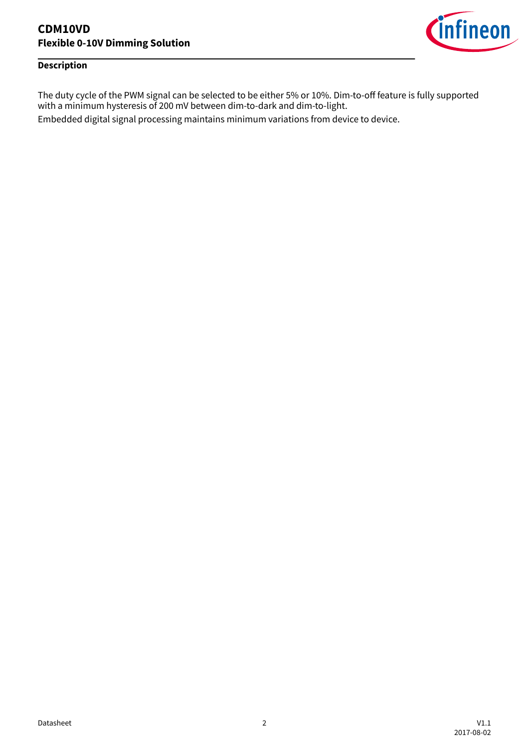## Description

The duty cycle of the PWM signal can be selected to be either 5% or 10%. Dim-to-off feature is fully supported with a minimum hysteresis of 200 mV between dim-to-dark and dim-to-light.

Embedded digital signal processing maintains minimum variations from device to device.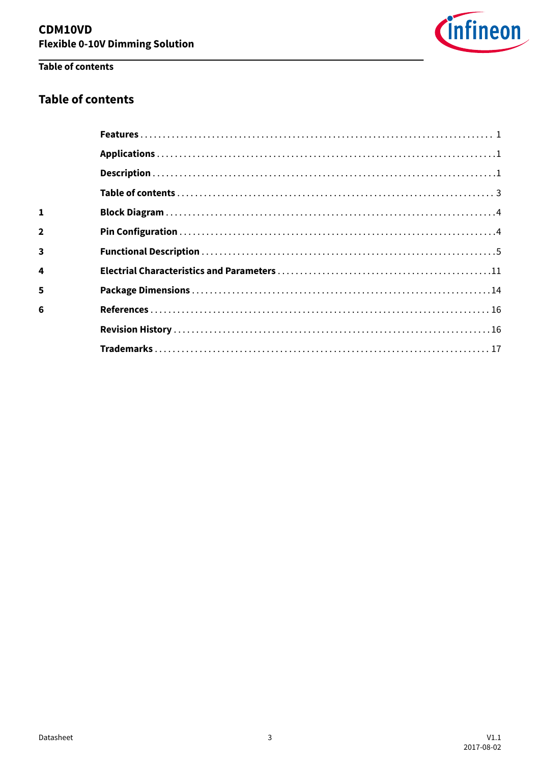## Table of contents

| | | |
|---|---|---|
| | **Features** | 1 |
| | **Applications** | 1 |
| | **Description** | 1 |
| | **Table of contents** | 3 |
| **1** | **Block Diagram** | 4 |
| **2** | **Pin Configuration** | 4 |
| **3** | **Functional Description** | 5 |
| **4** | **Electrial Characteristics and Parameters** | 11 |
| **5** | **Package Dimensions** | 14 |
| **6** | **References** | 16 |
| | **Revision History** | 16 |
| | **Trademarks** | 17 |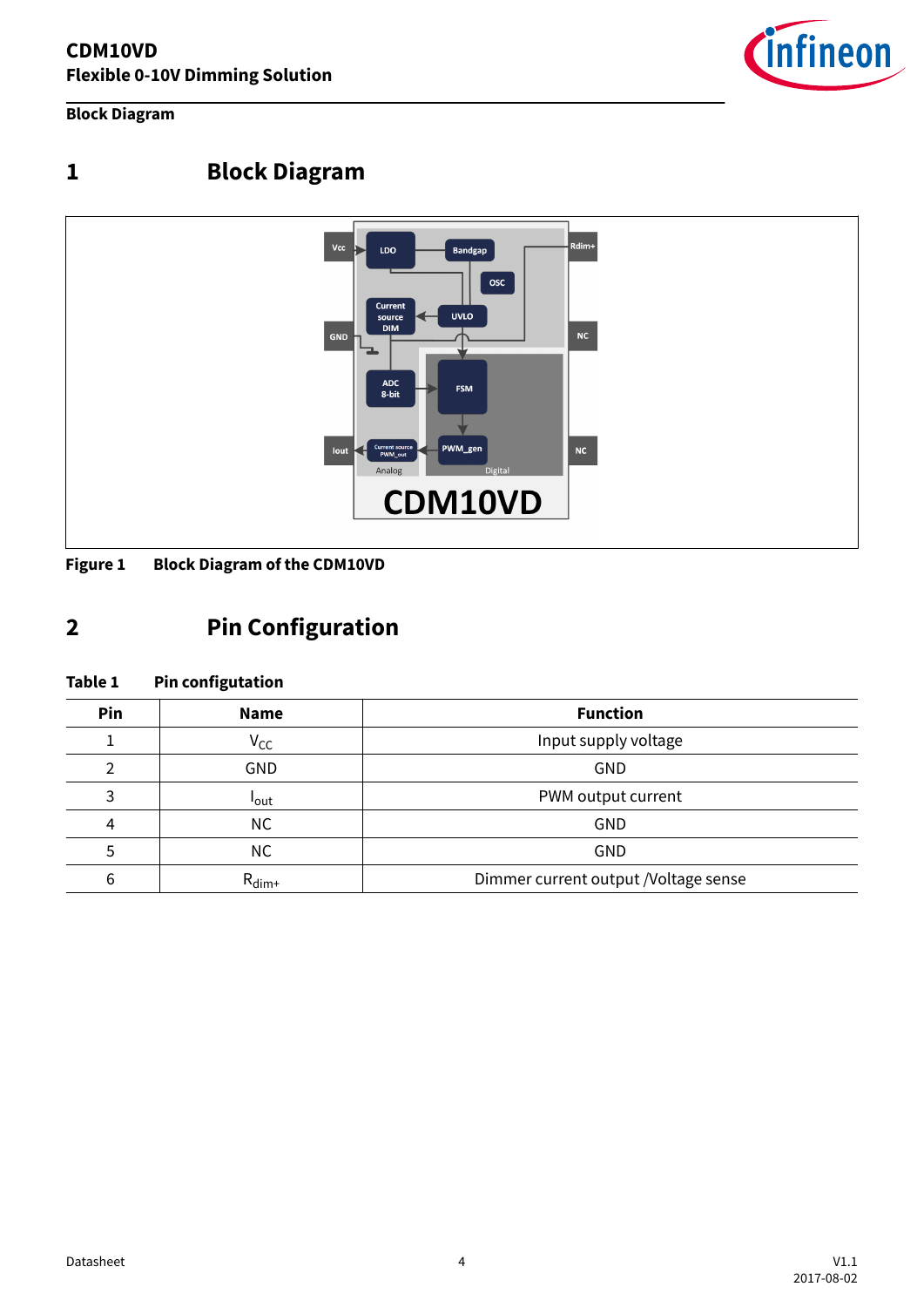# 1 Block Diagram

Figure 1 Block Diagram of the CDM10VD

# 2 Pin Configuration

**Table 1 Pin configutation**

| Pin | Name | Function |
|---|---|---|
| 1 | $V_{CC}$ | Input supply voltage |
| 2 | GND | GND |
| 3 | $I_{out}$ | PWM output current |
| 4 | NC | GND |
| 5 | NC | GND |
| 6 | $R_{dim+}$ | Dimmer current output /Voltage sense |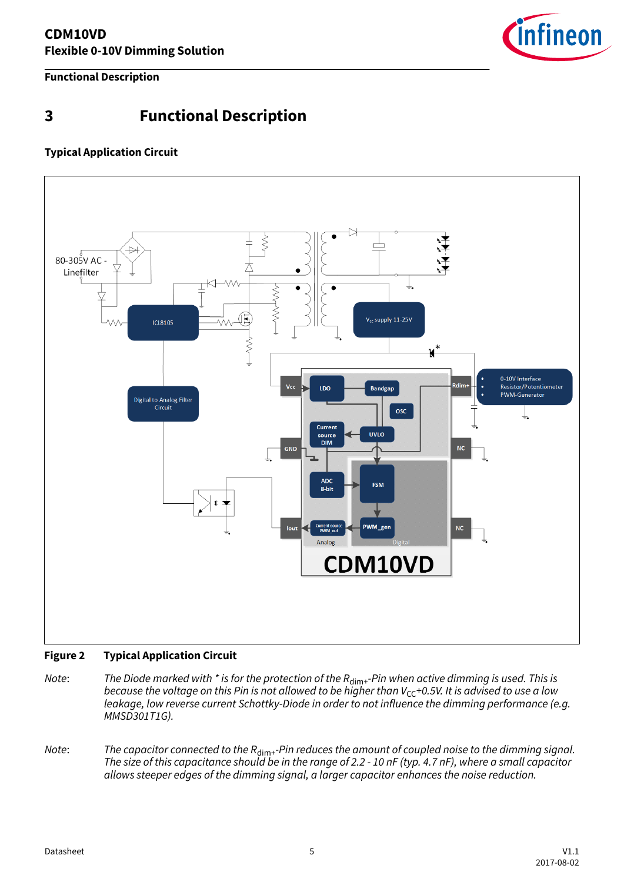# 3 Functional Description

### Typical Application Circuit

**Figure 2 Typical Application Circuit**

Note: *The Diode marked with * is for the protection of the $R_{dim+}$-Pin when active dimming is used. This is because the voltage on this Pin is not allowed to be higher than $V_{CC}$+0.5V. It is advised to use a low leakage, low reverse current Schottky-Diode in order to not influence the dimming performance (e.g. MMSD301T1G).*

Note: *The capacitor connected to the $R_{dim+}$-Pin reduces the amount of coupled noise to the dimming signal. The size of this capacitance should be in the range of 2.2 - 10 nF (typ. 4.7 nF), where a small capacitor allows steeper edges of the dimming signal, a larger capacitor enhances the noise reduction.*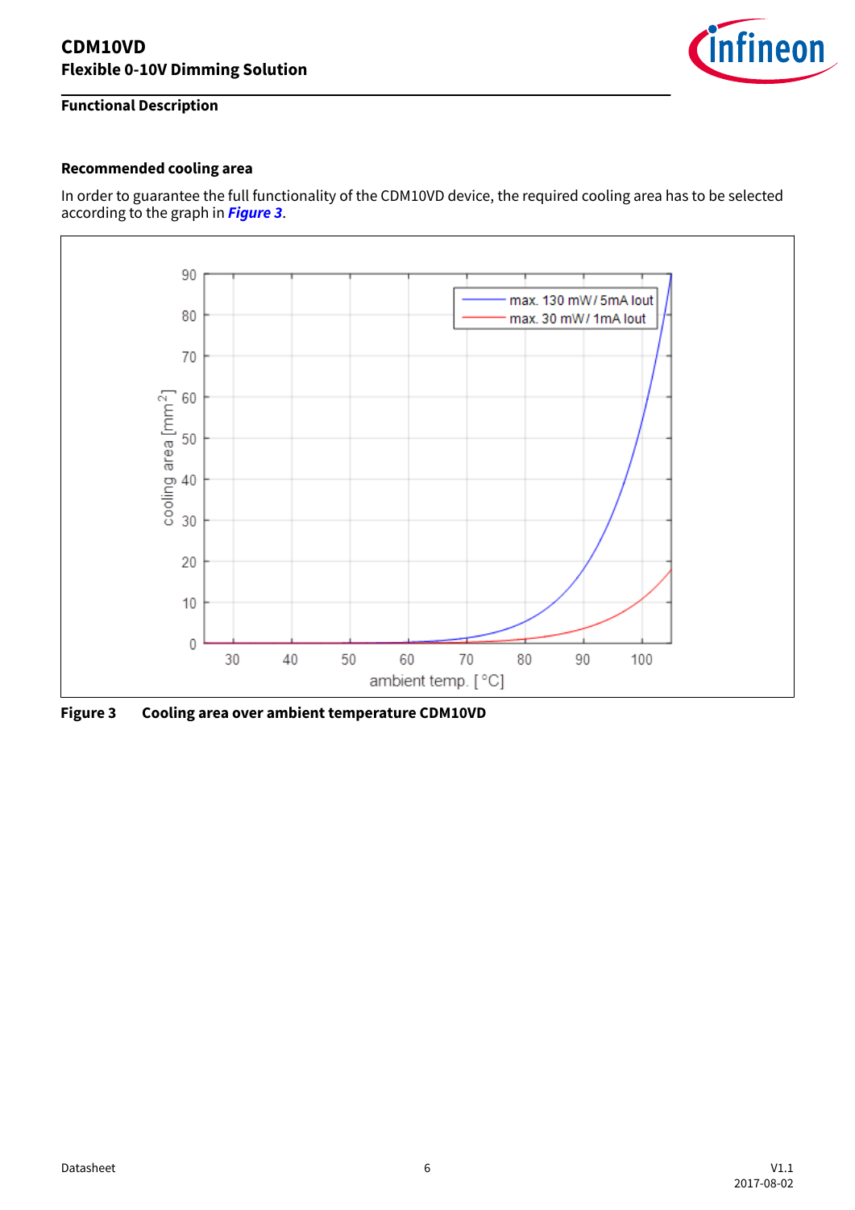## Recommended cooling area

In order to guarantee the full functionality of the CDM10VD device, the required cooling area has to be selected according to the graph in ***Figure 3***.

**Figure 3 Cooling area over ambient temperature CDM10VD**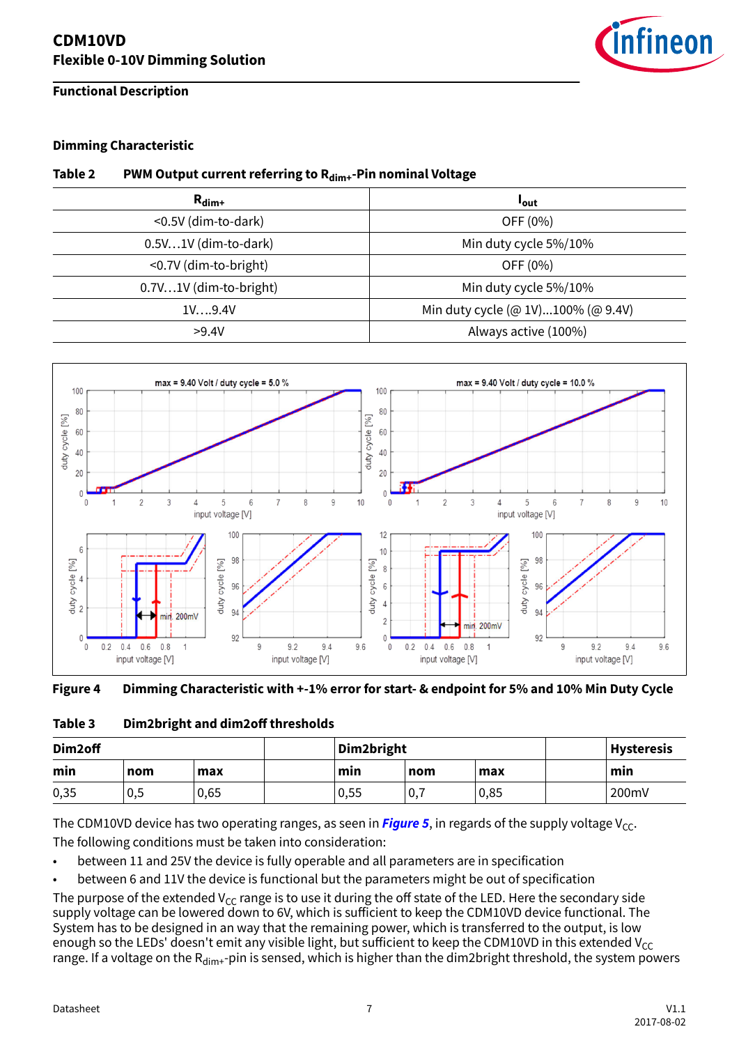## Functional Description

### Dimming Characteristic

**Table 2 PWM Output current referring to $R_{dim+}$-Pin nominal Voltage**

| $R_{dim+}$ | $I_{out}$ |
|---|---|
| <0.5V (dim-to-dark) | OFF (0%) |
| 0.5V…1V (dim-to-dark) | Min duty cycle 5%/10% |
| <0.7V (dim-to-bright) | OFF (0%) |
| 0.7V…1V (dim-to-bright) | Min duty cycle 5%/10% |
| 1V….9.4V | Min duty cycle (@ 1V)…100% (@ 9.4V) |
| >9.4V | Always active (100%) |

**Figure 4 Dimming Characteristic with +-1% error for start- & endpoint for 5% and 10% Min Duty Cycle**

**Table 3 Dim2bright and dim2off thresholds**

| Dim2off | | | | Dim2bright | | | | Hysteresis |
|---|---|---|---|---|---|---|---|---|
| min | nom | max | | min | nom | max | | min |
| 0,35 | 0,5 | 0,65 | | 0,55 | 0,7 | 0,85 | | 200mV |

The CDM10VD device has two operating ranges, as seen in ***Figure 5***, in regards of the supply voltage $V_{CC}$. The following conditions must be taken into consideration:

- between 11 and 25V the device is fully operable and all parameters are in specification
- between 6 and 11V the device is functional but the parameters might be out of specification

The purpose of the extended $V_{CC}$ range is to use it during the off state of the LED. Here the secondary side supply voltage can be lowered down to 6V, which is sufficient to keep the CDM10VD device functional. The System has to be designed in an way that the remaining power, which is transferred to the output, is low enough so the LEDs' doesn't emit any visible light, but sufficient to keep the CDM10VD in this extended $V_{CC}$ range. If a voltage on the $R_{dim+}$-pin is sensed, which is higher than the dim2bright threshold, the system powers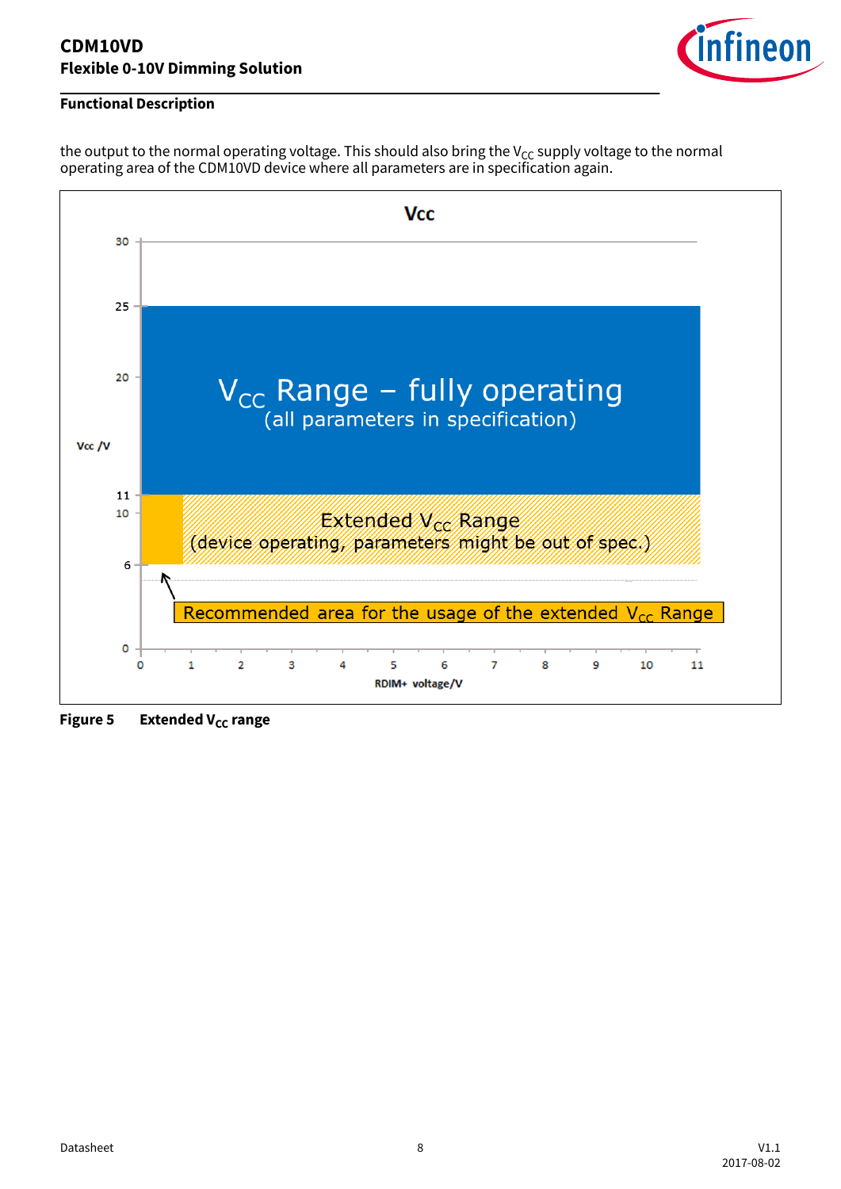the output to the normal operating voltage. This should also bring the $V_{CC}$ supply voltage to the normal operating area of the CDM10VD device where all parameters are in specification again.

**Figure 5 Extended $V_{CC}$ range**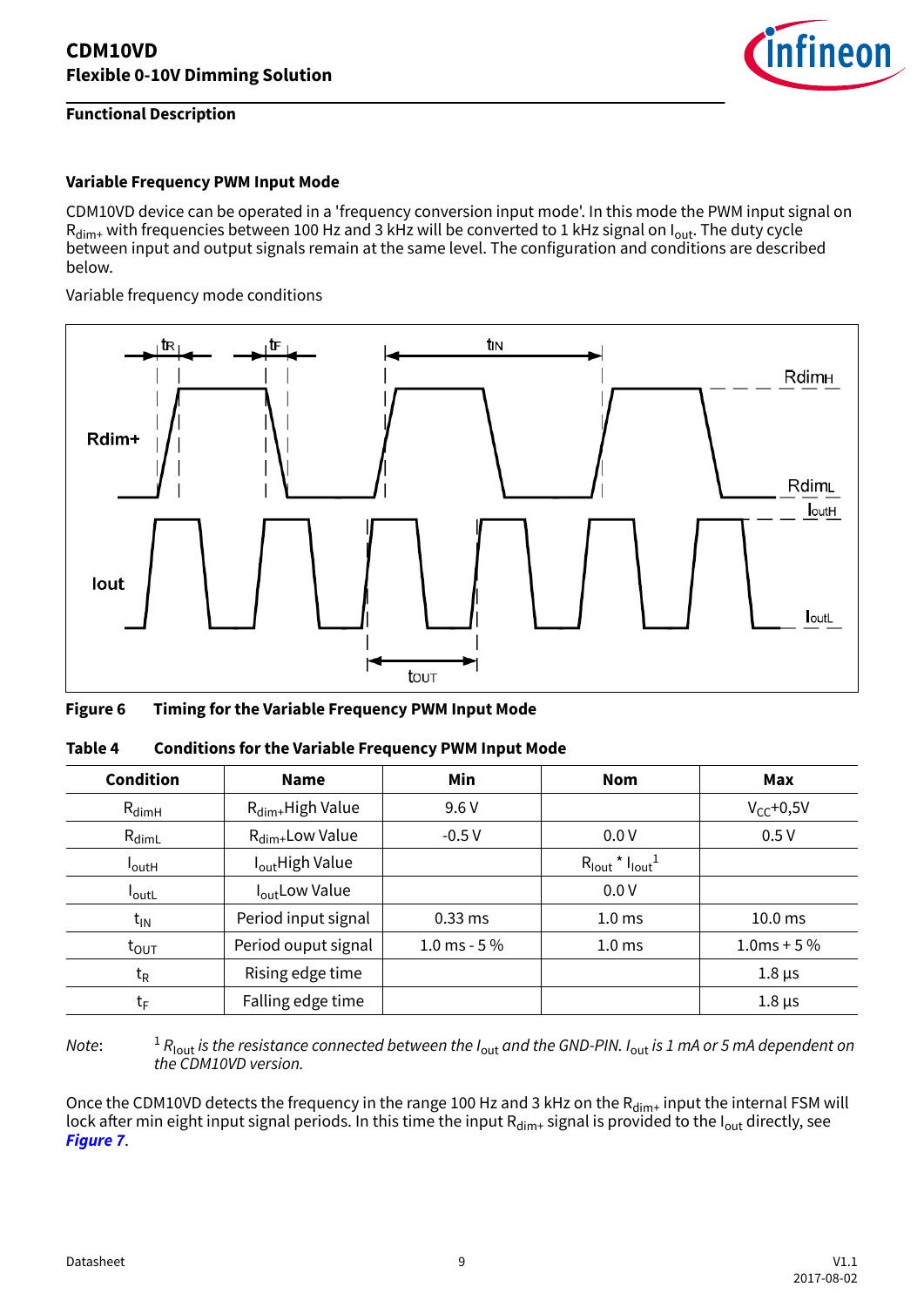### Variable Frequency PWM Input Mode

CDM10VD device can be operated in a 'frequency conversion input mode'. In this mode the PWM input signal on $R_{dim+}$ with frequencies between 100 Hz and 3 kHz will be converted to 1 kHz signal on $I_{out}$. The duty cycle between input and output signals remain at the same level. The configuration and conditions are described below.

Variable frequency mode conditions

**Figure 6 Timing for the Variable Frequency PWM Input Mode**

**Table 4 Conditions for the Variable Frequency PWM Input Mode**

| Condition | Name | Min | Nom | Max |
|---|---|---|---|---|
| $R_{dimH}$ | $R_{dim+}$High Value | 9.6 V | | $V_{CC}$+0,5V |
| $R_{dimL}$ | $R_{dim+}$Low Value | -0.5 V | 0.0 V | 0.5 V |
| $I_{outH}$ | $I_{out}$High Value | | $R_{Iout}$ * $I_{Iout}$[1] | |
| $I_{outL}$ | $I_{out}$Low Value | | 0.0 V | |
| $t_{IN}$ | Period input signal | 0.33 ms | 1.0 ms | 10.0 ms |
| $t_{OUT}$ | Period ouput signal | 1.0 ms - 5 % | 1.0 ms | 1.0ms + 5 % |
| $t_R$ | Rising edge time | | | 1.8 µs |
| $t_F$ | Falling edge time | | | 1.8 µs |

*Note*: [1] *$R_{Iout}$ is the resistance connected between the $I_{out}$ and the GND-PIN. $I_{out}$ is 1 mA or 5 mA dependent on the CDM10VD version.*

Once the CDM10VD detects the frequency in the range 100 Hz and 3 kHz on the $R_{dim+}$ input the internal FSM will lock after min eight input signal periods. In this time the input $R_{dim+}$ signal is provided to the $I_{out}$ directly, see ***Figure 7***.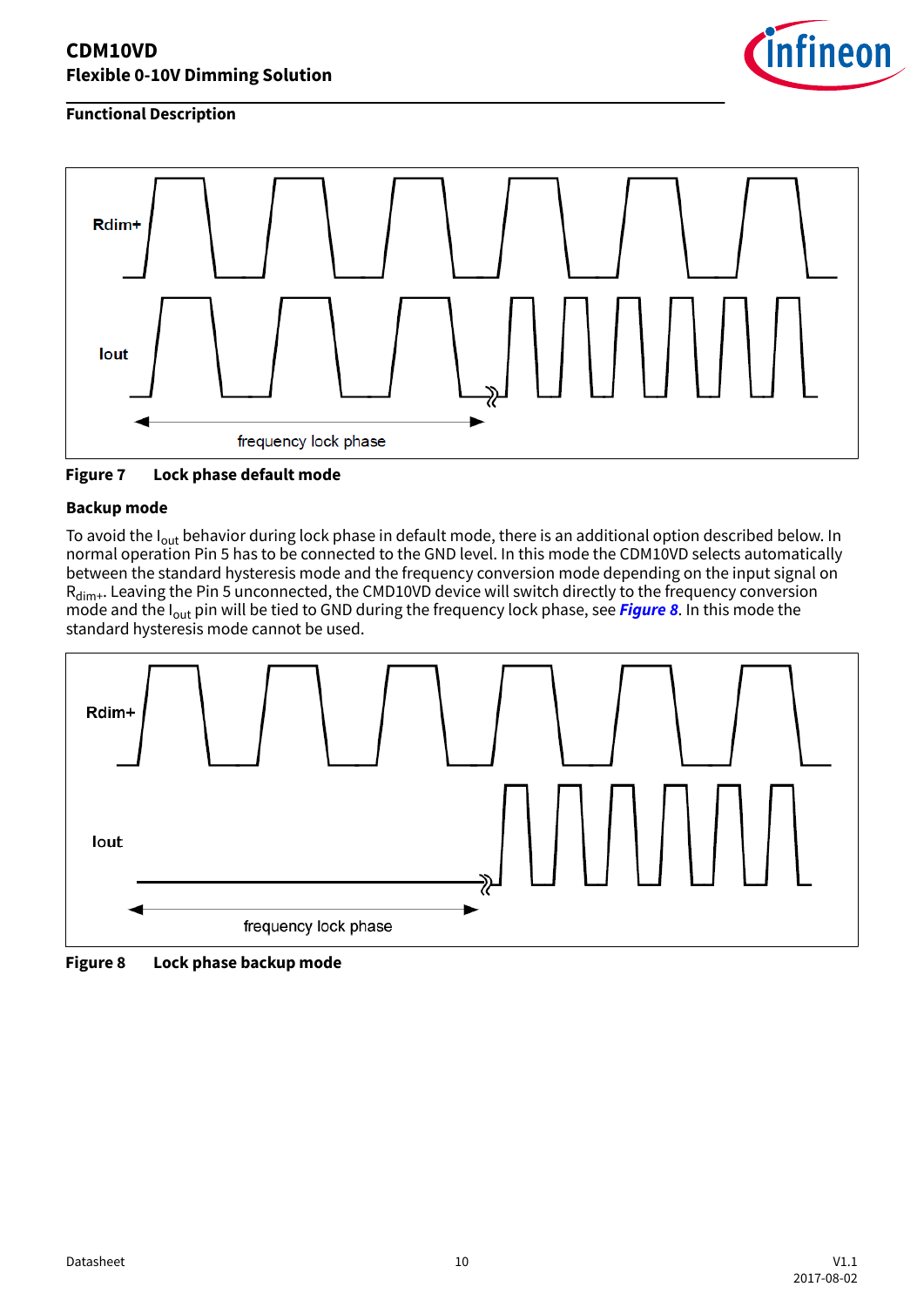Figure 7 Lock phase default mode

### Backup mode

To avoid the $I_{out}$ behavior during lock phase in default mode, there is an additional option described below. In normal operation Pin 5 has to be connected to the GND level. In this mode the CDM10VD selects automatically between the standard hysteresis mode and the frequency conversion mode depending on the input signal on $R_{dim+}$. Leaving the Pin 5 unconnected, the CMD10VD device will switch directly to the frequency conversion mode and the $I_{out}$ pin will be tied to GND during the frequency lock phase, see ***Figure 8***. In this mode the standard hysteresis mode cannot be used.

Figure 8 Lock phase backup mode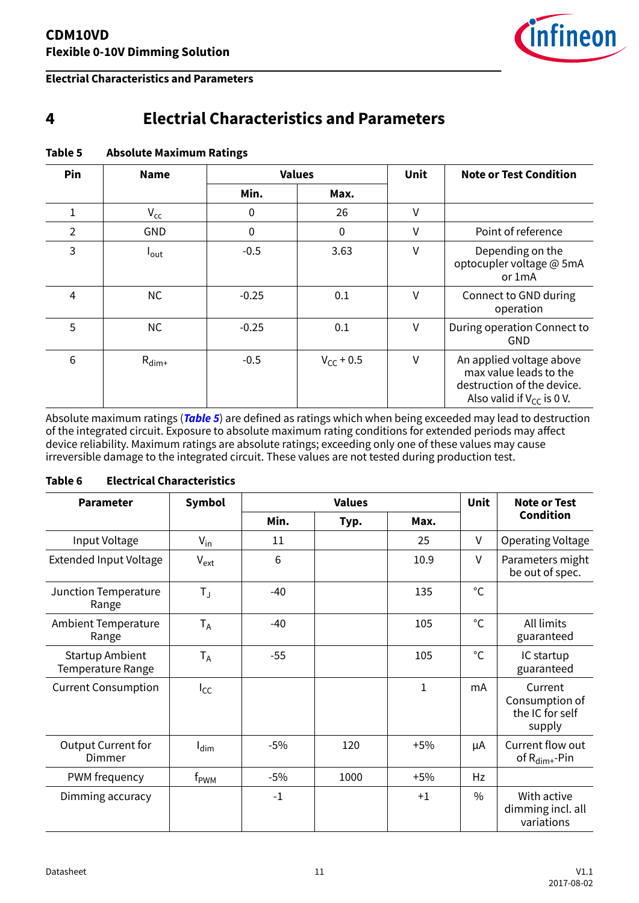# 4 Electrial Characteristics and Parameters

**Table 5 Absolute Maximum Ratings**

| Pin | Name | Values | | Unit | Note or Test Condition |
|---|---|---|---|---|---|
| | | Min. | Max. | | |
| 1 | $V_{cc}$ | 0 | 26 | V | |
| 2 | GND | 0 | 0 | V | Point of reference |
| 3 | $I_{out}$ | -0.5 | 3.63 | V | Depending on the optocupler voltage @ 5mA or 1mA |
| 4 | NC | -0.25 | 0.1 | V | Connect to GND during operation |
| 5 | NC | -0.25 | 0.1 | V | During operation Connect to GND |
| 6 | $R_{dim+}$ | -0.5 | $V_{CC}$ + 0.5 | V | An applied voltage above max value leads to the destruction of the device. Also valid if $V_{CC}$ is 0 V. |

Absolute maximum ratings (*Table 5*) are defined as ratings which when being exceeded may lead to destruction of the integrated circuit. Exposure to absolute maximum rating conditions for extended periods may affect device reliability. Maximum ratings are absolute ratings; exceeding only one of these values may cause irreversible damage to the integrated circuit. These values are not tested during production test.

**Table 6 Electrical Characteristics**

| Parameter | Symbol | Values | | | Unit | Note or Test Condition |
|---|---|---|---|---|---|---|
| | | Min. | Typ. | Max. | | |
| Input Voltage | $V_{in}$ | 11 | | 25 | V | Operating Voltage |
| Extended Input Voltage | $V_{ext}$ | 6 | | 10.9 | V | Parameters might be out of spec. |
| Junction Temperature Range | $T_J$ | -40 | | 135 | °C | |
| Ambient Temperature Range | $T_A$ | -40 | | 105 | °C | All limits guaranteed |
| Startup Ambient Temperature Range | $T_A$ | -55 | | 105 | °C | IC startup guaranteed |
| Current Consumption | $I_{CC}$ | | | 1 | mA | Current Consumption of the IC for self supply |
| Output Current for Dimmer | $I_{dim}$ | -5% | 120 | +5% | µA | Current flow out of $R_{dim+}$-Pin |
| PWM frequency | $f_{PWM}$ | -5% | 1000 | +5% | Hz | |
| Dimming accuracy | | -1 | | +1 | % | With active dimming incl. all variations |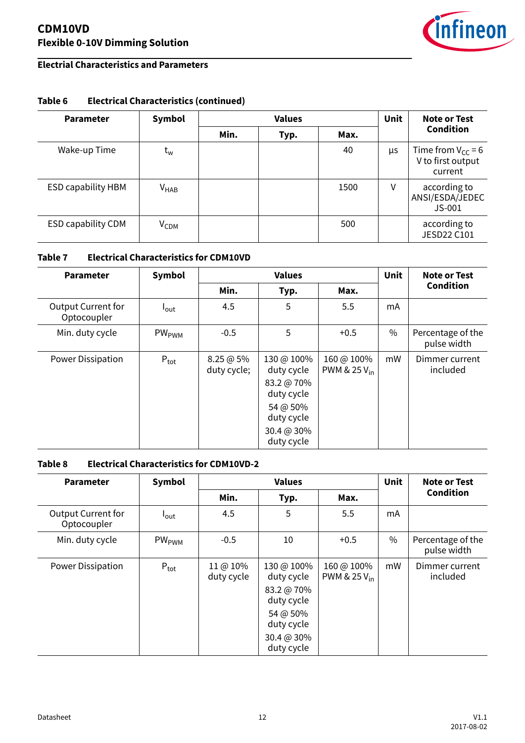## Electrial Characteristics and Parameters

**Table 6 Electrical Characteristics (continued)**

| Parameter | Symbol | Values | | | Unit | Note or Test Condition |
|---|---|---|---|---|---|---|
| | | Min. | Typ. | Max. | | |
| Wake-up Time | $t_w$ | | | 40 | µs | Time from $V_{CC}$ = 6 V to first output current |
| ESD capability HBM | $V_{HAB}$ | | | 1500 | V | according to ANSI/ESDA/JEDEC JS-001 |
| ESD capability CDM | $V_{CDM}$ | | | 500 | | according to JESD22 C101 |

**Table 7 Electrical Characteristics for CDM10VD**

| Parameter | Symbol | Values | | | Unit | Note or Test Condition |
|---|---|---|---|---|---|---|
| | | Min. | Typ. | Max. | | |
| Output Current for Optocoupler | $I_{out}$ | 4.5 | 5 | 5.5 | mA | |
| Min. duty cycle | $PW_{PWM}$ | -0.5 | 5 | +0.5 | % | Percentage of the pulse width |
| Power Dissipation | $P_{tot}$ | 8.25 @ 5% duty cycle; | 130 @ 100% duty cycle<br>83.2 @ 70% duty cycle<br>54 @ 50% duty cycle<br>30.4 @ 30% duty cycle | 160 @ 100% PWM & 25 $V_{in}$ | mW | Dimmer current included |

**Table 8 Electrical Characteristics for CDM10VD-2**

| Parameter | Symbol | Values | | | Unit | Note or Test Condition |
|---|---|---|---|---|---|---|
| | | Min. | Typ. | Max. | | |
| Output Current for Optocoupler | $I_{out}$ | 4.5 | 5 | 5.5 | mA | |
| Min. duty cycle | $PW_{PWM}$ | -0.5 | 10 | +0.5 | % | Percentage of the pulse width |
| Power Dissipation | $P_{tot}$ | 11 @ 10% duty cycle | 130 @ 100% duty cycle<br>83.2 @ 70% duty cycle<br>54 @ 50% duty cycle<br>30.4 @ 30% duty cycle | 160 @ 100% PWM & 25 $V_{in}$ | mW | Dimmer current included |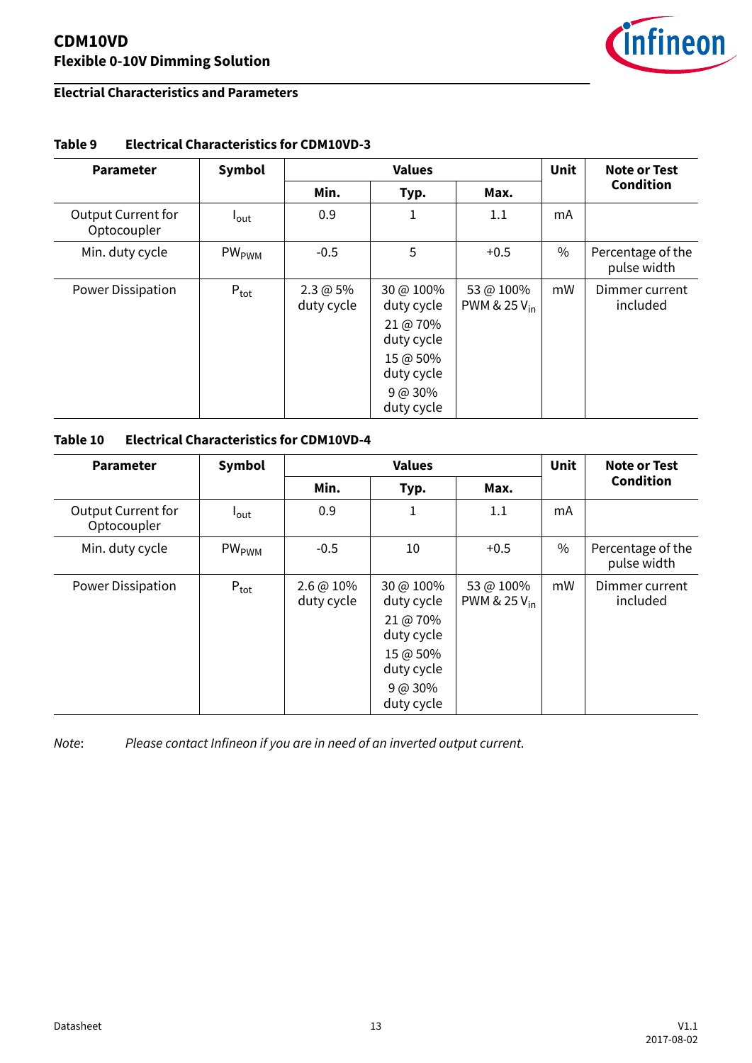## Electrial Characteristics and Parameters

**Table 9 Electrical Characteristics for CDM10VD-3**

| Parameter | Symbol | Values | | | Unit | Note or Test Condition |
|---|---|---|---|---|---|---|
| | | Min. | Typ. | Max. | | |
| Output Current for Optocoupler | $I_{out}$ | 0.9 | 1 | 1.1 | mA | |
| Min. duty cycle | $PW_{PWM}$ | -0.5 | 5 | +0.5 | % | Percentage of the pulse width |
| Power Dissipation | $P_{tot}$ | 2.3 @ 5% duty cycle | 30 @ 100% duty cycle<br>21 @ 70% duty cycle<br>15 @ 50% duty cycle<br>9 @ 30% duty cycle | 53 @ 100% PWM & 25 $V_{in}$ | mW | Dimmer current included |

**Table 10 Electrical Characteristics for CDM10VD-4**

| Parameter | Symbol | Values | | | Unit | Note or Test Condition |
|---|---|---|---|---|---|---|
| | | Min. | Typ. | Max. | | |
| Output Current for Optocoupler | $I_{out}$ | 0.9 | 1 | 1.1 | mA | |
| Min. duty cycle | $PW_{PWM}$ | -0.5 | 10 | +0.5 | % | Percentage of the pulse width |
| Power Dissipation | $P_{tot}$ | 2.6 @ 10% duty cycle | 30 @ 100% duty cycle<br>21 @ 70% duty cycle<br>15 @ 50% duty cycle<br>9 @ 30% duty cycle | 53 @ 100% PWM & 25 $V_{in}$ | mW | Dimmer current included |

*Note*: *Please contact Infineon if you are in need of an inverted output current.*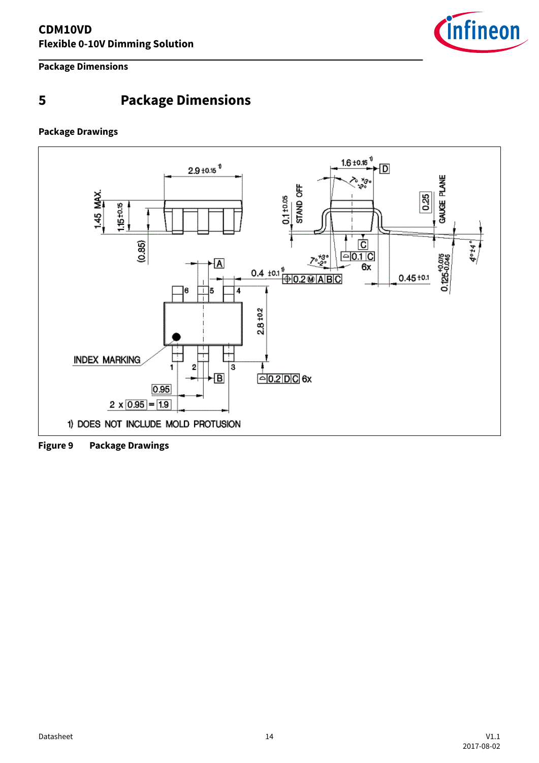# 5 Package Dimensions

**Package Drawings**

**Figure 9 Package Drawings**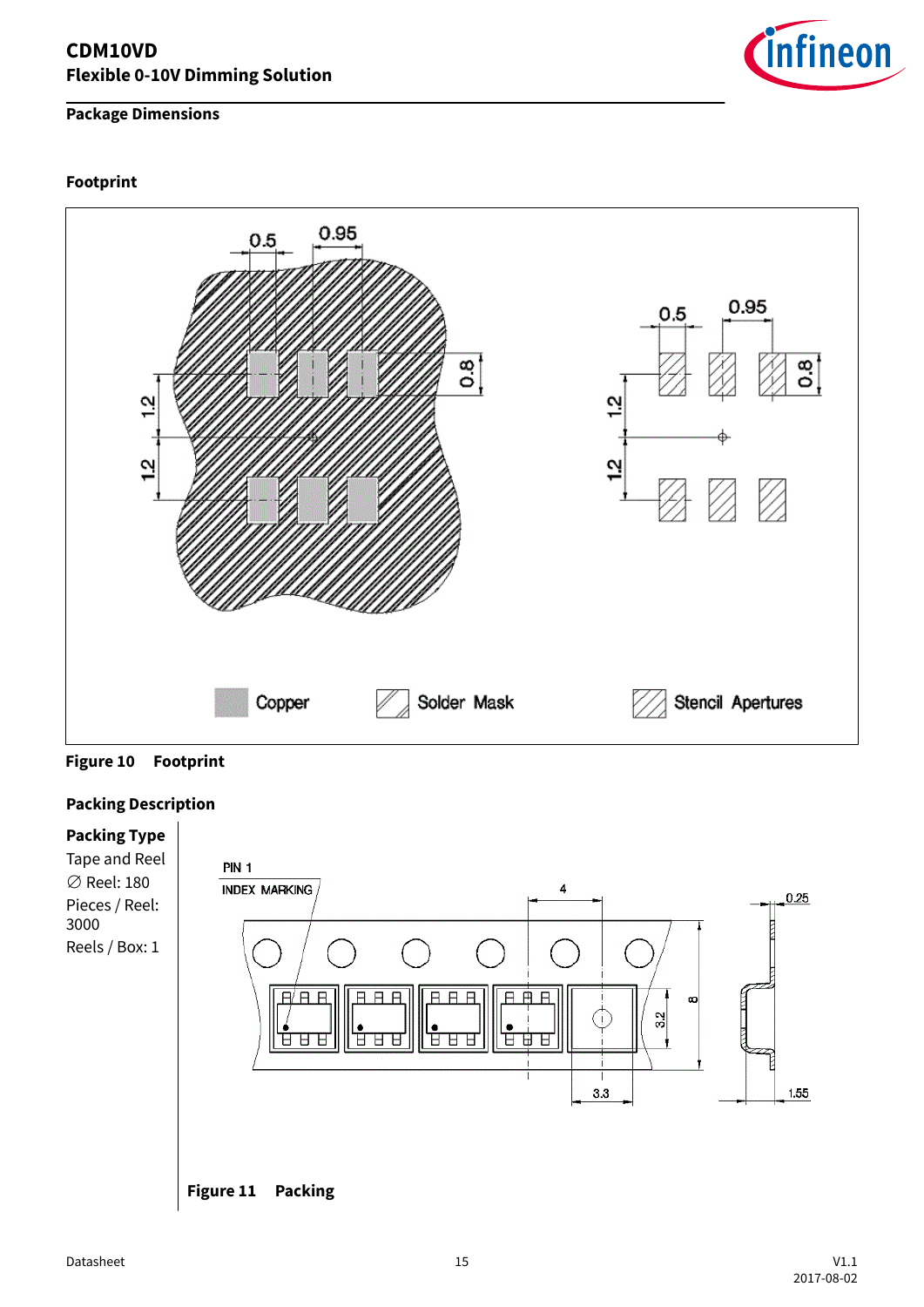## Package Dimensions

### Footprint

Figure 10 Footprint

### Packing Description

**Packing Type**

Tape and Reel

∅ Reel: 180

Pieces / Reel: 3000

Reels / Box: 1

Figure 11 Packing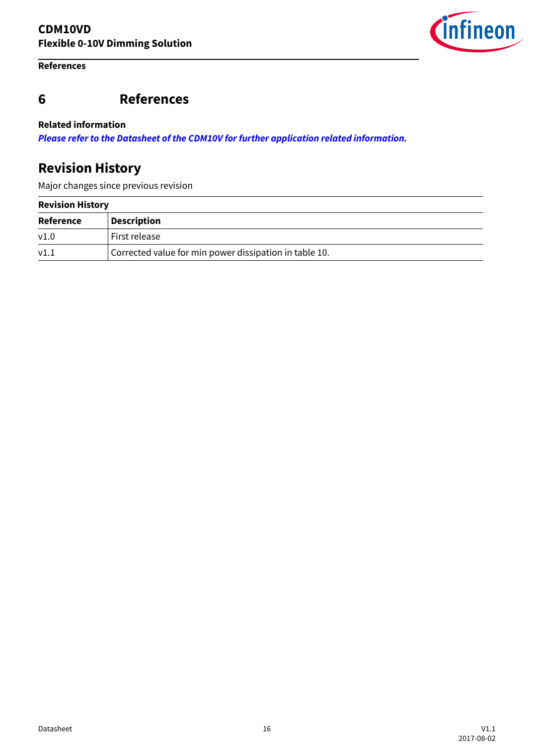# 6 References

**Related information**

***Please refer to the Datasheet of the CDM10V for further application related information.***

## Revision History

Major changes since previous revision

| Revision History | |
|---|---|
| **Reference** | **Description** |
| v1.0 | First release |
| v1.1 | Corrected value for min power dissipation in table 10. |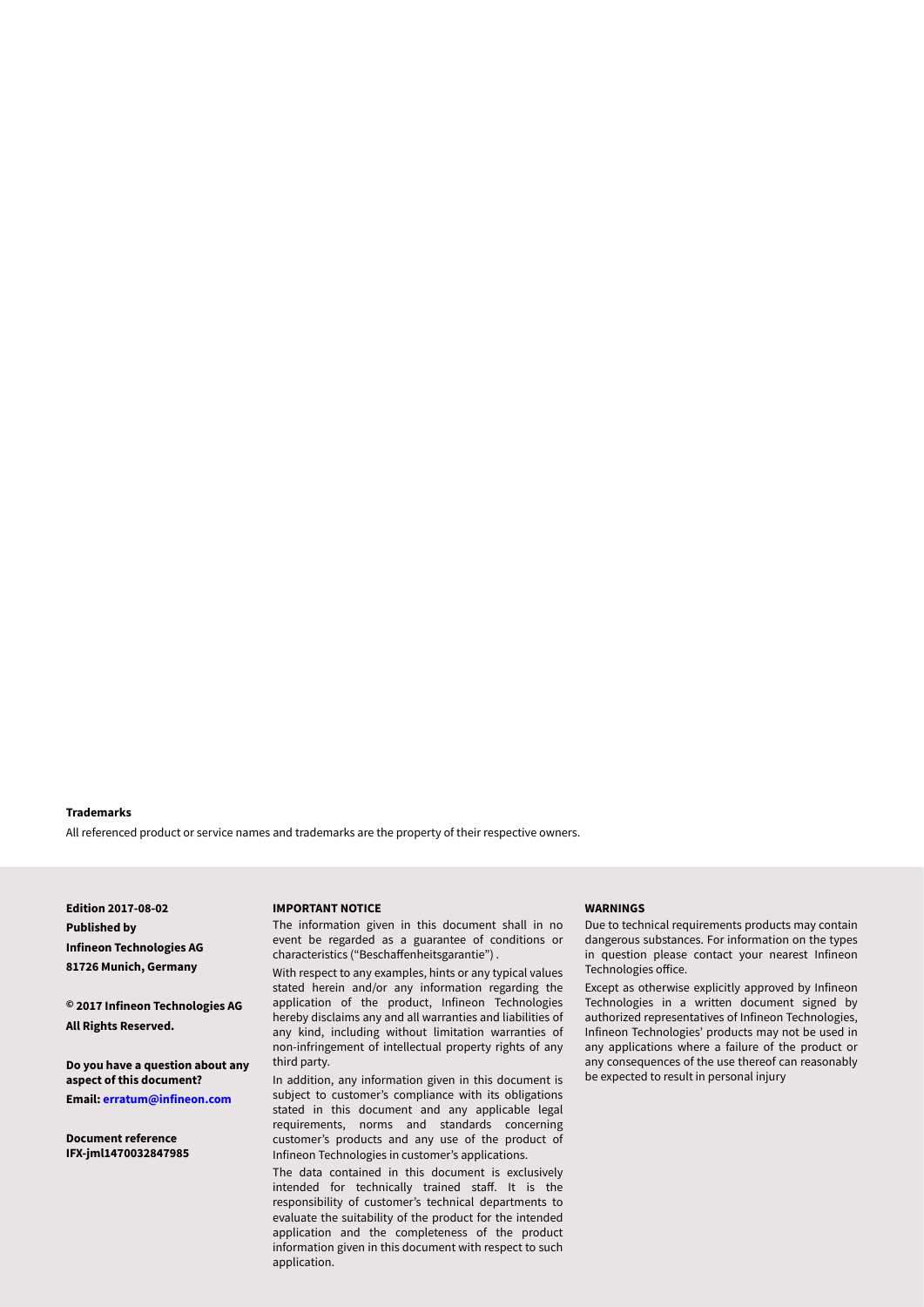**Trademarks**

All referenced product or service names and trademarks are the property of their respective owners.

**Edition 2017-08-02**
**Published by**
**Infineon Technologies AG**
**81726 Munich, Germany**

**© 2017 Infineon Technologies AG**
**All Rights Reserved.**

**Do you have a question about any aspect of this document?**
**Email: erratum@infineon.com**

**Document reference**
**IFX-jml1470032847985**

**IMPORTANT NOTICE**

The information given in this document shall in no event be regarded as a guarantee of conditions or characteristics ("Beschaffenheitsgarantie") .

With respect to any examples, hints or any typical values stated herein and/or any information regarding the application of the product, Infineon Technologies hereby disclaims any and all warranties and liabilities of any kind, including without limitation warranties of non-infringement of intellectual property rights of any third party.

In addition, any information given in this document is subject to customer's compliance with its obligations stated in this document and any applicable legal requirements, norms and standards concerning customer's products and any use of the product of Infineon Technologies in customer's applications.

The data contained in this document is exclusively intended for technically trained staff. It is the responsibility of customer's technical departments to evaluate the suitability of the product for the intended application and the completeness of the product information given in this document with respect to such application.

**WARNINGS**

Due to technical requirements products may contain dangerous substances. For information on the types in question please contact your nearest Infineon Technologies office.

Except as otherwise explicitly approved by Infineon Technologies in a written document signed by authorized representatives of Infineon Technologies, Infineon Technologies' products may not be used in any applications where a failure of the product or any consequences of the use thereof can reasonably be expected to result in personal injury